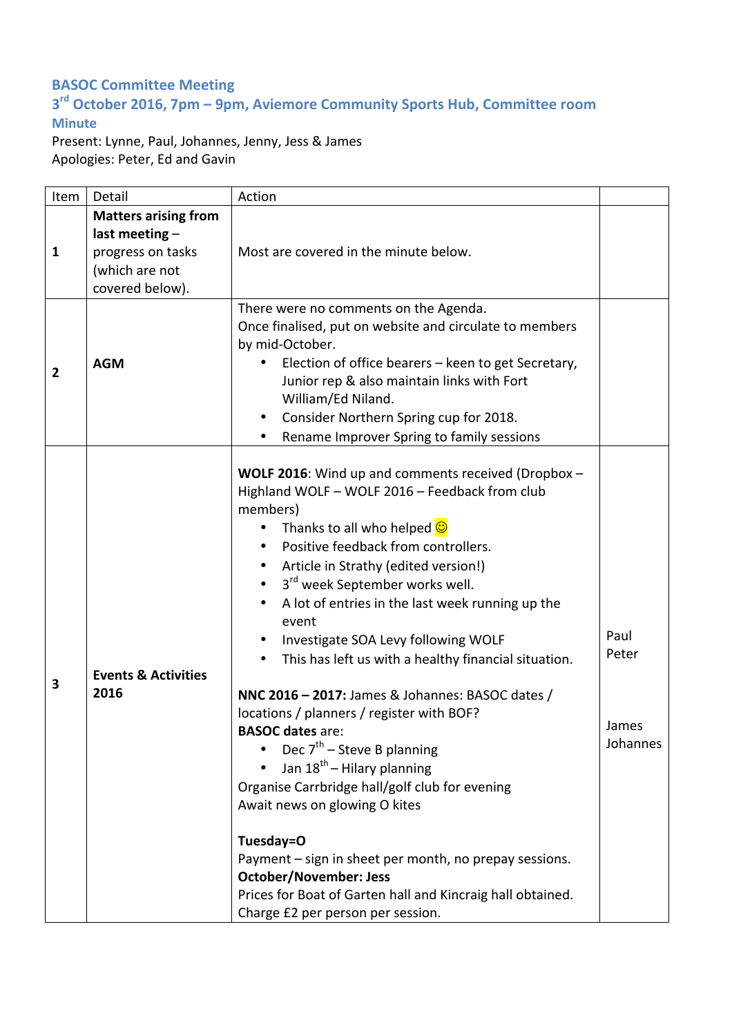# BASOC Committee Meeting

## 3rd October 2016, 7pm – 9pm, Aviemore Community Sports Hub, Committee room

### Minute

Present: Lynne, Paul, Johannes, Jenny, Jess & James
Apologies: Peter, Ed and Gavin

| Item | Detail | Action | |
|---|---|---|---|
| **1** | **Matters arising from last meeting** – progress on tasks (which are not covered below). | Most are covered in the minute below. | |
| **2** | **AGM** | There were no comments on the Agenda.<br>Once finalised, put on website and circulate to members by mid-October.<br>• Election of office bearers – keen to get Secretary, Junior rep & also maintain links with Fort William/Ed Niland.<br>• Consider Northern Spring cup for 2018.<br>• Rename Improver Spring to family sessions | |
| **3** | **Events & Activities 2016** | **WOLF 2016**: Wind up and comments received (Dropbox – Highland WOLF – WOLF 2016 – Feedback from club members)<br>• Thanks to all who helped ☺<br>• Positive feedback from controllers.<br>• Article in Strathy (edited version!)<br>• 3rd week September works well.<br>• A lot of entries in the last week running up the event<br>• Investigate SOA Levy following WOLF<br>• This has left us with a healthy financial situation.<br><br>**NNC 2016 – 2017:** James & Johannes: BASOC dates / locations / planners / register with BOF?<br>**BASOC dates** are:<br>• Dec 7th – Steve B planning<br>• Jan 18th – Hilary planning<br>Organise Carrbridge hall/golf club for evening<br>Await news on glowing O kites<br><br>**Tuesday=O**<br>Payment – sign in sheet per month, no prepay sessions.<br>**October/November: Jess**<br>Prices for Boat of Garten hall and Kincraig hall obtained.<br>Charge £2 per person per session. | Paul<br>Peter<br><br><br>James<br>Johannes |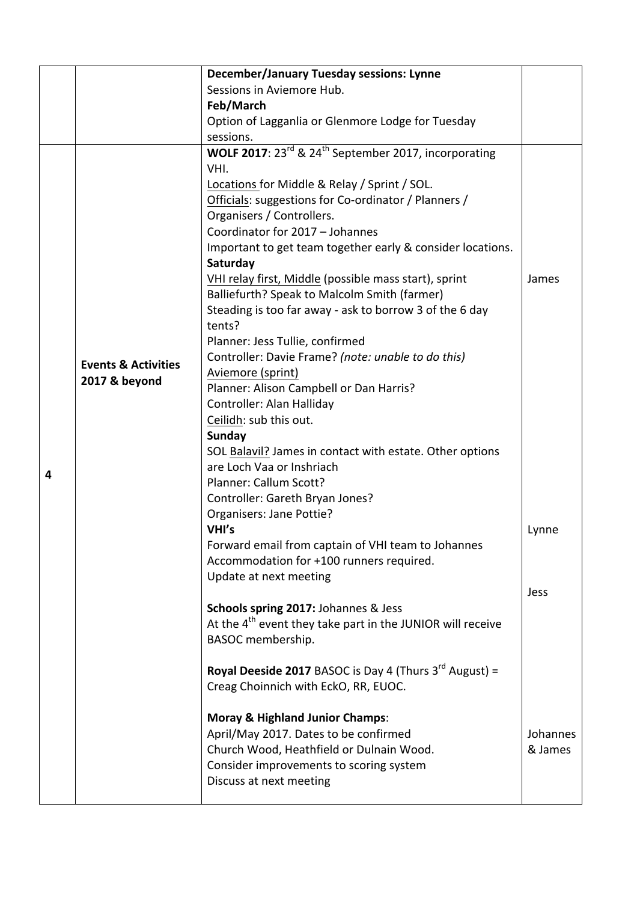| | | | |
|---|---|---|---|
| | | **December/January Tuesday sessions: Lynne**<br>Sessions in Aviemore Hub.<br>**Feb/March**<br>Option of Lagganlia or Glenmore Lodge for Tuesday sessions. | |
| 4 | **Events & Activities 2017 & beyond** | **WOLF 2017**: 23rd & 24th September 2017, incorporating VHI.<br>Locations for Middle & Relay / Sprint / SOL.<br>Officials: suggestions for Co-ordinator / Planners / Organisers / Controllers.<br>Coordinator for 2017 – Johannes<br>Important to get team together early & consider locations.<br>**Saturday**<br>VHI relay first, Middle (possible mass start), sprint<br>Balliefurth? Speak to Malcolm Smith (farmer)<br>Steading is too far away - ask to borrow 3 of the 6 day tents?<br>Planner: Jess Tullie, confirmed<br>Controller: Davie Frame? *(note: unable to do this)*<br>Aviemore (sprint)<br>Planner: Alison Campbell or Dan Harris?<br>Controller: Alan Halliday<br>Ceilidh: sub this out.<br>**Sunday**<br>SOL Balavil? James in contact with estate. Other options are Loch Vaa or Inshriach<br>Planner: Callum Scott?<br>Controller: Gareth Bryan Jones?<br>Organisers: Jane Pottie?<br>**VHI's**<br>Forward email from captain of VHI team to Johannes<br>Accommodation for +100 runners required.<br>Update at next meeting | James<br><br><br><br><br><br><br>Lynne |
| | | **Schools spring 2017:** Johannes & Jess<br>At the 4th event they take part in the JUNIOR will receive BASOC membership. | Jess |
| | | **Royal Deeside 2017** BASOC is Day 4 (Thurs 3rd August) = Creag Choinnich with EckO, RR, EUOC. | |
| | | **Moray & Highland Junior Champs**:<br>April/May 2017. Dates to be confirmed<br>Church Wood, Heathfield or Dulnain Wood.<br>Consider improvements to scoring system<br>Discuss at next meeting | Johannes & James |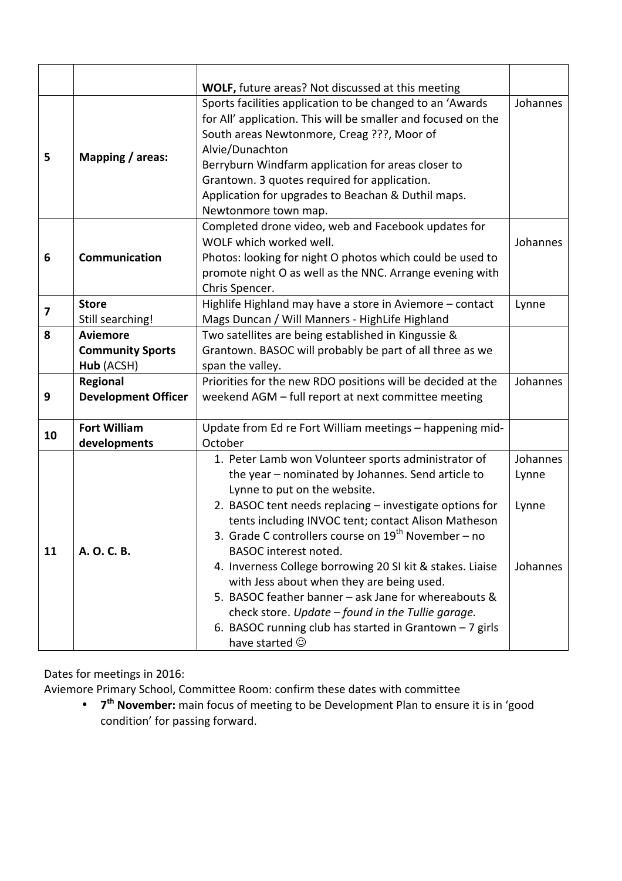| | | | |
|---|---|---|---|
| | | **WOLF,** future areas? Not discussed at this meeting | |
| 5 | **Mapping / areas:** | Sports facilities application to be changed to an 'Awards for All' application. This will be smaller and focused on the South areas Newtonmore, Creag ???, Moor of Alvie/Dunachton<br>Berryburn Windfarm application for areas closer to Grantown. 3 quotes required for application.<br>Application for upgrades to Beachan & Duthil maps.<br>Newtonmore town map. | Johannes |
| 6 | **Communication** | Completed drone video, web and Facebook updates for WOLF which worked well.<br>Photos: looking for night O photos which could be used to promote night O as well as the NNC. Arrange evening with Chris Spencer. | Johannes |
| 7 | **Store**<br>Still searching! | Highlife Highland may have a store in Aviemore – contact Mags Duncan / Will Manners - HighLife Highland | Lynne |
| 8 | **Aviemore Community Sports Hub** (ACSH) | Two satellites are being established in Kingussie & Grantown. BASOC will probably be part of all three as we span the valley. | |
| 9 | **Regional Development Officer** | Priorities for the new RDO positions will be decided at the weekend AGM – full report at next committee meeting | Johannes |
| 10 | **Fort William developments** | Update from Ed re Fort William meetings – happening mid-October | |
| 11 | **A. O. C. B.** | 1. Peter Lamb won Volunteer sports administrator of the year – nominated by Johannes. Send article to Lynne to put on the website.<br>2. BASOC tent needs replacing – investigate options for tents including INVOC tent; contact Alison Matheson<br>3. Grade C controllers course on 19th November – no BASOC interest noted.<br>4. Inverness College borrowing 20 SI kit & stakes. Liaise with Jess about when they are being used.<br>5. BASOC feather banner – ask Jane for whereabouts & check store. *Update – found in the Tullie garage.*<br>6. BASOC running club has started in Grantown – 7 girls have started ☺ | Johannes<br>Lynne<br><br>Lynne<br><br><br>Johannes |

Dates for meetings in 2016:

Aviemore Primary School, Committee Room: confirm these dates with committee

- **7th November:** main focus of meeting to be Development Plan to ensure it is in 'good condition' for passing forward.